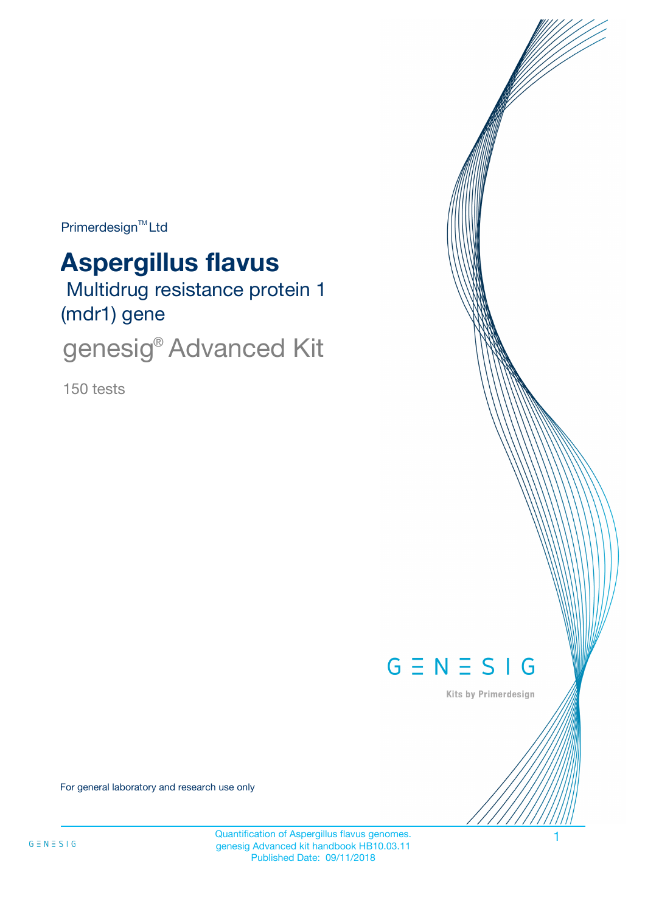Primerdesign™ Ltd

# Aspergillus flavus

Multidrug resistance protein 1 (mdr1) gene

## genesig® Advanced Kit

150 tests

GENESIG

Kits by Primerdesign

For general laboratory and research use only

Quantification of Aspergillus flavus genomes.
genesig Advanced kit handbook HB10.03.11
Published Date: 09/11/2018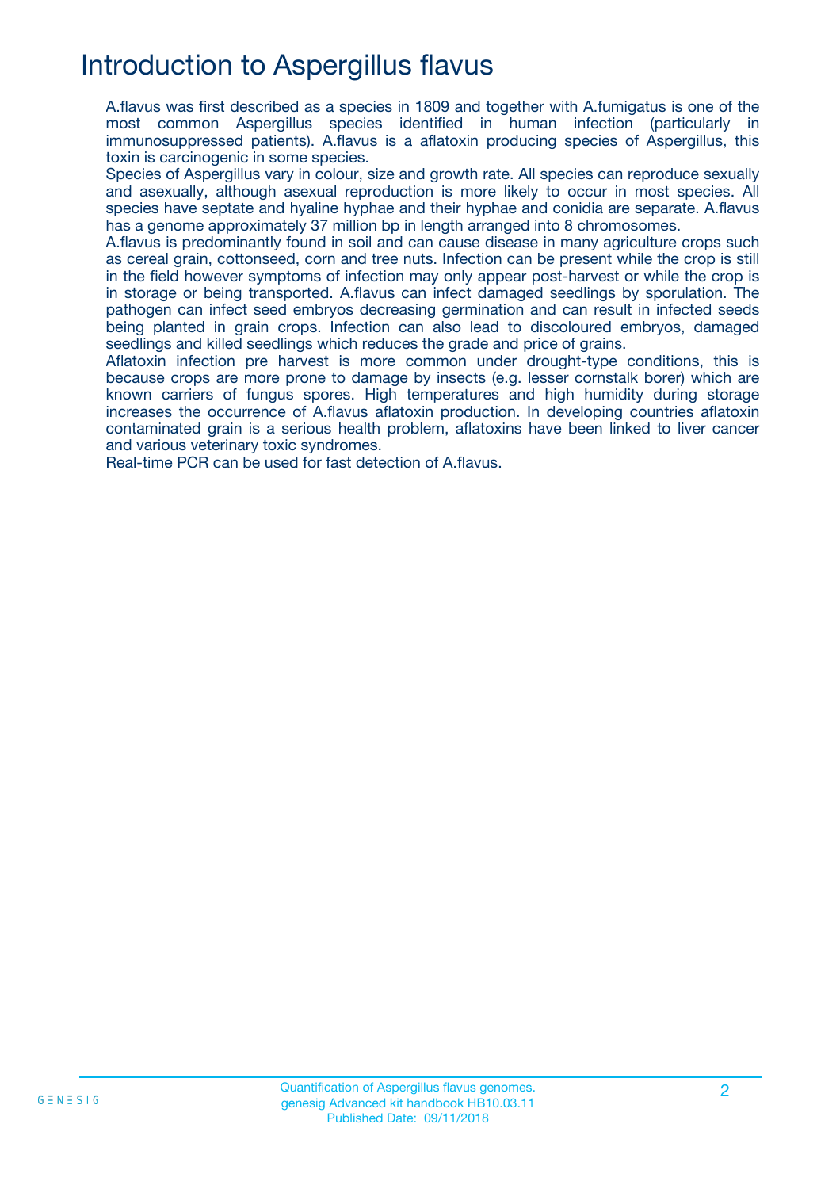# Introduction to Aspergillus flavus

A.flavus was first described as a species in 1809 and together with A.fumigatus is one of the most common Aspergillus species identified in human infection (particularly in immunosuppressed patients). A.flavus is a aflatoxin producing species of Aspergillus, this toxin is carcinogenic in some species.

Species of Aspergillus vary in colour, size and growth rate. All species can reproduce sexually and asexually, although asexual reproduction is more likely to occur in most species. All species have septate and hyaline hyphae and their hyphae and conidia are separate. A.flavus has a genome approximately 37 million bp in length arranged into 8 chromosomes.

A.flavus is predominantly found in soil and can cause disease in many agriculture crops such as cereal grain, cottonseed, corn and tree nuts. Infection can be present while the crop is still in the field however symptoms of infection may only appear post-harvest or while the crop is in storage or being transported. A.flavus can infect damaged seedlings by sporulation. The pathogen can infect seed embryos decreasing germination and can result in infected seeds being planted in grain crops. Infection can also lead to discoloured embryos, damaged seedlings and killed seedlings which reduces the grade and price of grains.

Aflatoxin infection pre harvest is more common under drought-type conditions, this is because crops are more prone to damage by insects (e.g. lesser cornstalk borer) which are known carriers of fungus spores. High temperatures and high humidity during storage increases the occurrence of A.flavus aflatoxin production. In developing countries aflatoxin contaminated grain is a serious health problem, aflatoxins have been linked to liver cancer and various veterinary toxic syndromes.

Real-time PCR can be used for fast detection of A.flavus.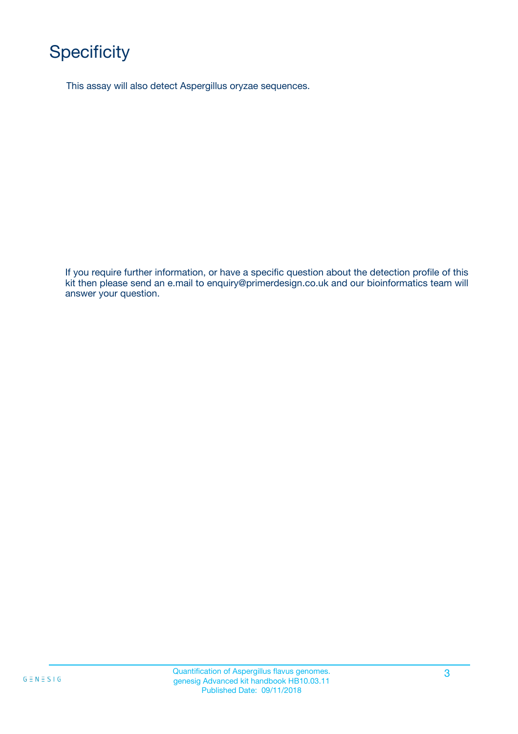# Specificity

This assay will also detect Aspergillus oryzae sequences.

If you require further information, or have a specific question about the detection profile of this kit then please send an e.mail to enquiry@primerdesign.co.uk and our bioinformatics team will answer your question.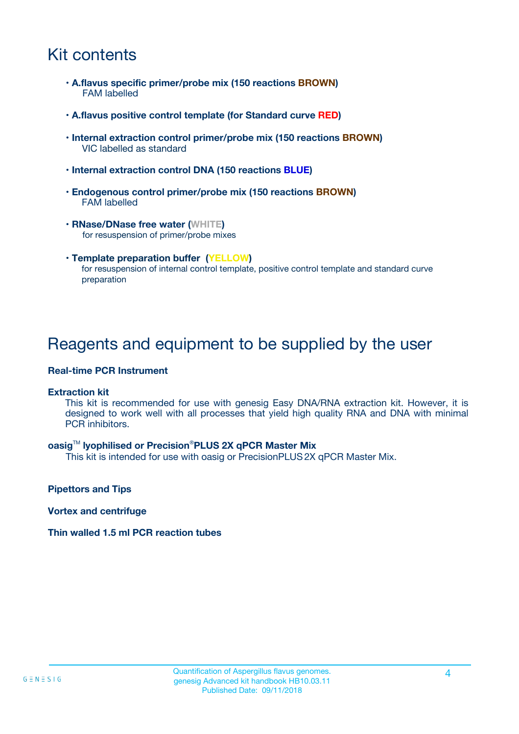# Kit contents

- **A.flavus specific primer/probe mix (150 reactions BROWN)**
  FAM labelled
- **A.flavus positive control template (for Standard curve RED)**
- **Internal extraction control primer/probe mix (150 reactions BROWN)**
  VIC labelled as standard
- **Internal extraction control DNA (150 reactions BLUE)**
- **Endogenous control primer/probe mix (150 reactions BROWN)**
  FAM labelled
- **RNase/DNase free water (WHITE)**
  for resuspension of primer/probe mixes
- **Template preparation buffer (YELLOW)**
  for resuspension of internal control template, positive control template and standard curve preparation

# Reagents and equipment to be supplied by the user

**Real-time PCR Instrument**

**Extraction kit**

This kit is recommended for use with genesig Easy DNA/RNA extraction kit. However, it is designed to work well with all processes that yield high quality RNA and DNA with minimal PCR inhibitors.

**oasig™ lyophilised or Precision®PLUS 2X qPCR Master Mix**

This kit is intended for use with oasig or PrecisionPLUS 2X qPCR Master Mix.

**Pipettors and Tips**

**Vortex and centrifuge**

**Thin walled 1.5 ml PCR reaction tubes**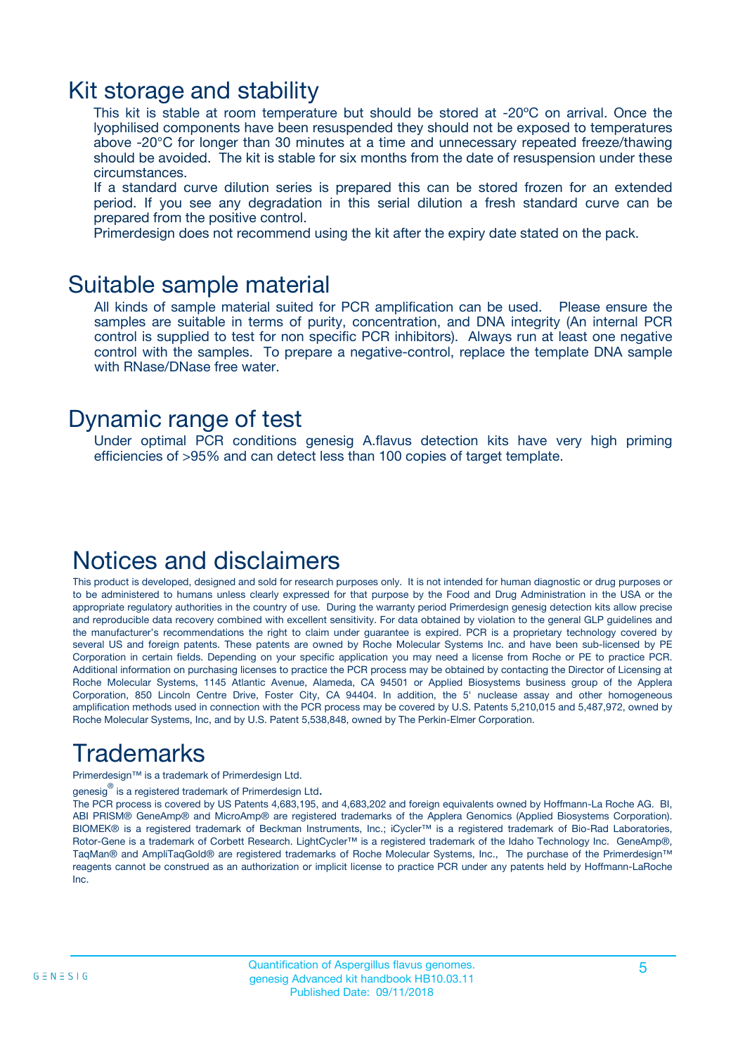## Kit storage and stability

This kit is stable at room temperature but should be stored at -20ºC on arrival. Once the lyophilised components have been resuspended they should not be exposed to temperatures above -20°C for longer than 30 minutes at a time and unnecessary repeated freeze/thawing should be avoided. The kit is stable for six months from the date of resuspension under these circumstances.

If a standard curve dilution series is prepared this can be stored frozen for an extended period. If you see any degradation in this serial dilution a fresh standard curve can be prepared from the positive control.

Primerdesign does not recommend using the kit after the expiry date stated on the pack.

## Suitable sample material

All kinds of sample material suited for PCR amplification can be used. Please ensure the samples are suitable in terms of purity, concentration, and DNA integrity (An internal PCR control is supplied to test for non specific PCR inhibitors). Always run at least one negative control with the samples. To prepare a negative-control, replace the template DNA sample with RNase/DNase free water.

## Dynamic range of test

Under optimal PCR conditions genesig A.flavus detection kits have very high priming efficiencies of >95% and can detect less than 100 copies of target template.

## Notices and disclaimers

This product is developed, designed and sold for research purposes only. It is not intended for human diagnostic or drug purposes or to be administered to humans unless clearly expressed for that purpose by the Food and Drug Administration in the USA or the appropriate regulatory authorities in the country of use. During the warranty period Primerdesign genesig detection kits allow precise and reproducible data recovery combined with excellent sensitivity. For data obtained by violation to the general GLP guidelines and the manufacturer's recommendations the right to claim under guarantee is expired. PCR is a proprietary technology covered by several US and foreign patents. These patents are owned by Roche Molecular Systems Inc. and have been sub-licensed by PE Corporation in certain fields. Depending on your specific application you may need a license from Roche or PE to practice PCR. Additional information on purchasing licenses to practice the PCR process may be obtained by contacting the Director of Licensing at Roche Molecular Systems, 1145 Atlantic Avenue, Alameda, CA 94501 or Applied Biosystems business group of the Applera Corporation, 850 Lincoln Centre Drive, Foster City, CA 94404. In addition, the 5' nuclease assay and other homogeneous amplification methods used in connection with the PCR process may be covered by U.S. Patents 5,210,015 and 5,487,972, owned by Roche Molecular Systems, Inc, and by U.S. Patent 5,538,848, owned by The Perkin-Elmer Corporation.

## Trademarks

Primerdesign™ is a trademark of Primerdesign Ltd.

genesig® is a registered trademark of Primerdesign Ltd.

The PCR process is covered by US Patents 4,683,195, and 4,683,202 and foreign equivalents owned by Hoffmann-La Roche AG. BI, ABI PRISM® GeneAmp® and MicroAmp® are registered trademarks of the Applera Genomics (Applied Biosystems Corporation). BIOMEK® is a registered trademark of Beckman Instruments, Inc.; iCycler™ is a registered trademark of Bio-Rad Laboratories, Rotor-Gene is a trademark of Corbett Research. LightCycler™ is a registered trademark of the Idaho Technology Inc. GeneAmp®, TaqMan® and AmpliTaqGold® are registered trademarks of Roche Molecular Systems, Inc., The purchase of the Primerdesign™ reagents cannot be construed as an authorization or implicit license to practice PCR under any patents held by Hoffmann-LaRoche Inc.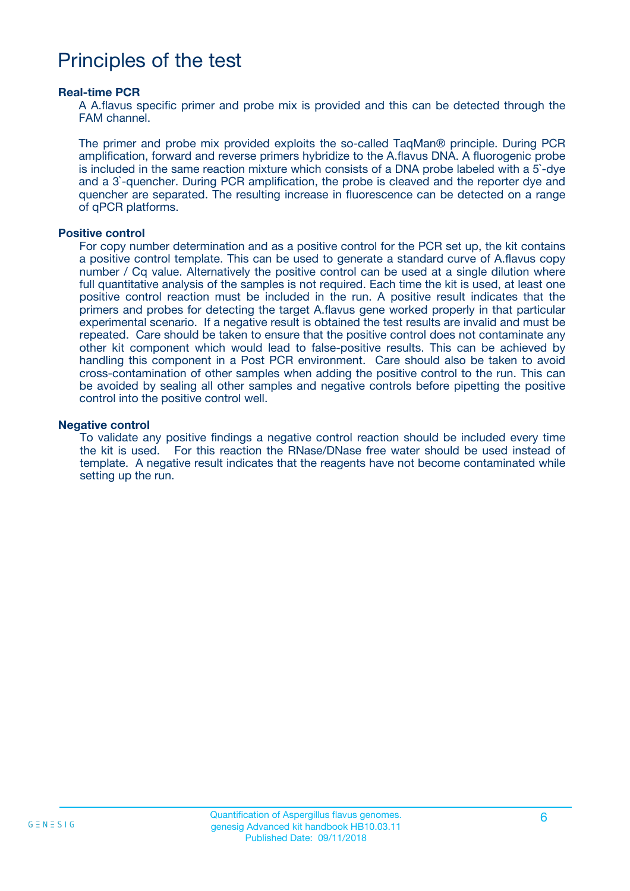# Principles of the test

### Real-time PCR

A A.flavus specific primer and probe mix is provided and this can be detected through the FAM channel.

The primer and probe mix provided exploits the so-called TaqMan® principle. During PCR amplification, forward and reverse primers hybridize to the A.flavus DNA. A fluorogenic probe is included in the same reaction mixture which consists of a DNA probe labeled with a 5`-dye and a 3`-quencher. During PCR amplification, the probe is cleaved and the reporter dye and quencher are separated. The resulting increase in fluorescence can be detected on a range of qPCR platforms.

### Positive control

For copy number determination and as a positive control for the PCR set up, the kit contains a positive control template. This can be used to generate a standard curve of A.flavus copy number / Cq value. Alternatively the positive control can be used at a single dilution where full quantitative analysis of the samples is not required. Each time the kit is used, at least one positive control reaction must be included in the run. A positive result indicates that the primers and probes for detecting the target A.flavus gene worked properly in that particular experimental scenario. If a negative result is obtained the test results are invalid and must be repeated. Care should be taken to ensure that the positive control does not contaminate any other kit component which would lead to false-positive results. This can be achieved by handling this component in a Post PCR environment. Care should also be taken to avoid cross-contamination of other samples when adding the positive control to the run. This can be avoided by sealing all other samples and negative controls before pipetting the positive control into the positive control well.

### Negative control

To validate any positive findings a negative control reaction should be included every time the kit is used. For this reaction the RNase/DNase free water should be used instead of template. A negative result indicates that the reagents have not become contaminated while setting up the run.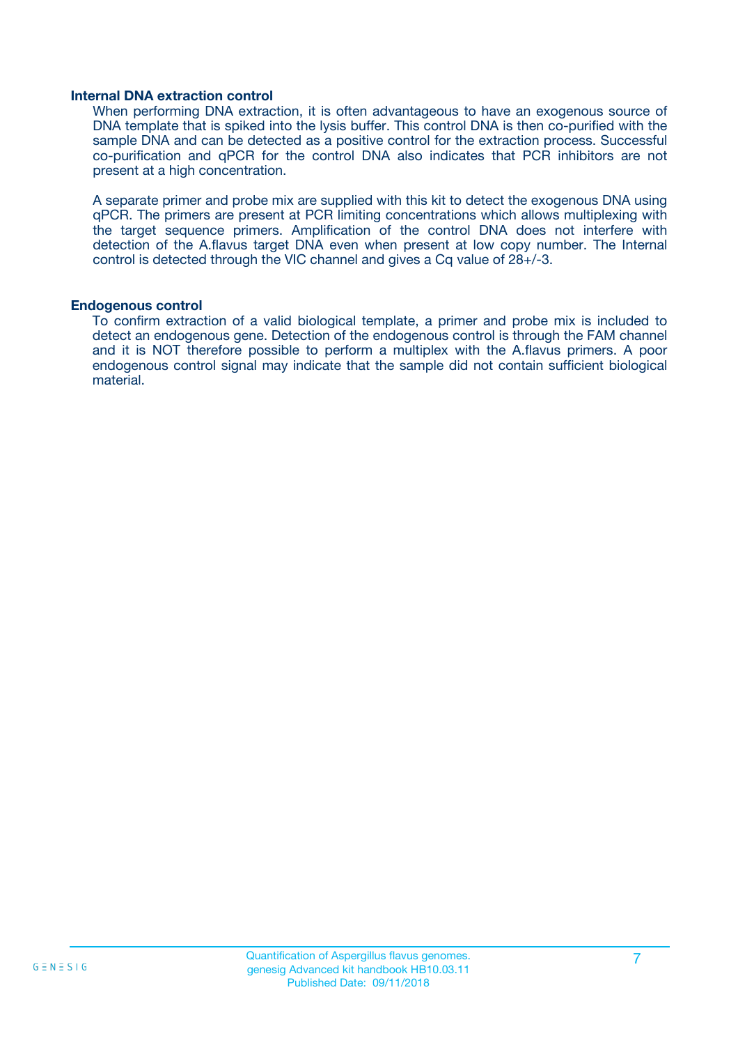### Internal DNA extraction control

When performing DNA extraction, it is often advantageous to have an exogenous source of DNA template that is spiked into the lysis buffer. This control DNA is then co-purified with the sample DNA and can be detected as a positive control for the extraction process. Successful co-purification and qPCR for the control DNA also indicates that PCR inhibitors are not present at a high concentration.

A separate primer and probe mix are supplied with this kit to detect the exogenous DNA using qPCR. The primers are present at PCR limiting concentrations which allows multiplexing with the target sequence primers. Amplification of the control DNA does not interfere with detection of the A.flavus target DNA even when present at low copy number. The Internal control is detected through the VIC channel and gives a Cq value of 28+/-3.

### Endogenous control

To confirm extraction of a valid biological template, a primer and probe mix is included to detect an endogenous gene. Detection of the endogenous control is through the FAM channel and it is NOT therefore possible to perform a multiplex with the A.flavus primers. A poor endogenous control signal may indicate that the sample did not contain sufficient biological material.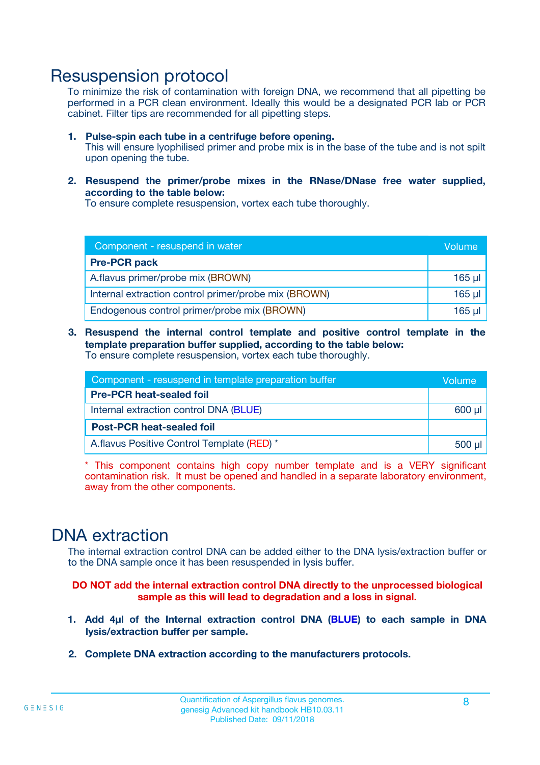# Resuspension protocol

To minimize the risk of contamination with foreign DNA, we recommend that all pipetting be performed in a PCR clean environment. Ideally this would be a designated PCR lab or PCR cabinet. Filter tips are recommended for all pipetting steps.

1. **Pulse-spin each tube in a centrifuge before opening.**
   This will ensure lyophilised primer and probe mix is in the base of the tube and is not spilt upon opening the tube.

2. **Resuspend the primer/probe mixes in the RNase/DNase free water supplied, according to the table below:**
   To ensure complete resuspension, vortex each tube thoroughly.

| Component - resuspend in water | Volume |
|---|---|
| **Pre-PCR pack** | |
| A.flavus primer/probe mix (BROWN) | 165 µl |
| Internal extraction control primer/probe mix (BROWN) | 165 µl |
| Endogenous control primer/probe mix (BROWN) | 165 µl |

3. **Resuspend the internal control template and positive control template in the template preparation buffer supplied, according to the table below:**
   To ensure complete resuspension, vortex each tube thoroughly.

| Component - resuspend in template preparation buffer | Volume |
|---|---|
| **Pre-PCR heat-sealed foil** | |
| Internal extraction control DNA (BLUE) | 600 µl |
| **Post-PCR heat-sealed foil** | |
| A.flavus Positive Control Template (RED) * | 500 µl |

\* This component contains high copy number template and is a VERY significant contamination risk. It must be opened and handled in a separate laboratory environment, away from the other components.

# DNA extraction

The internal extraction control DNA can be added either to the DNA lysis/extraction buffer or to the DNA sample once it has been resuspended in lysis buffer.

**DO NOT add the internal extraction control DNA directly to the unprocessed biological sample as this will lead to degradation and a loss in signal.**

1. **Add 4µl of the Internal extraction control DNA (BLUE) to each sample in DNA lysis/extraction buffer per sample.**

2. **Complete DNA extraction according to the manufacturers protocols.**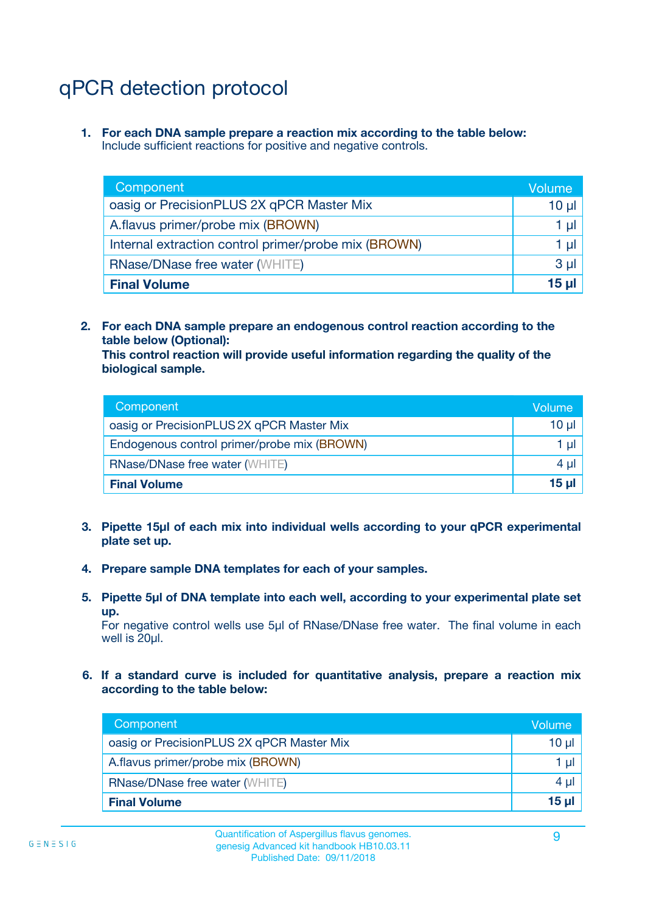# qPCR detection protocol

1. **For each DNA sample prepare a reaction mix according to the table below:**
   Include sufficient reactions for positive and negative controls.

| Component | Volume |
|---|---|
| oasig or PrecisionPLUS 2X qPCR Master Mix | 10 µl |
| A.flavus primer/probe mix (BROWN) | 1 µl |
| Internal extraction control primer/probe mix (BROWN) | 1 µl |
| RNase/DNase free water (WHITE) | 3 µl |
| **Final Volume** | **15 µl** |

2. **For each DNA sample prepare an endogenous control reaction according to the table below (Optional):**
   **This control reaction will provide useful information regarding the quality of the biological sample.**

| Component | Volume |
|---|---|
| oasig or PrecisionPLUS 2X qPCR Master Mix | 10 µl |
| Endogenous control primer/probe mix (BROWN) | 1 µl |
| RNase/DNase free water (WHITE) | 4 µl |
| **Final Volume** | **15 µl** |

3. **Pipette 15µl of each mix into individual wells according to your qPCR experimental plate set up.**

4. **Prepare sample DNA templates for each of your samples.**

5. **Pipette 5µl of DNA template into each well, according to your experimental plate set up.**
   For negative control wells use 5µl of RNase/DNase free water. The final volume in each well is 20µl.

6. **If a standard curve is included for quantitative analysis, prepare a reaction mix according to the table below:**

| Component | Volume |
|---|---|
| oasig or PrecisionPLUS 2X qPCR Master Mix | 10 µl |
| A.flavus primer/probe mix (BROWN) | 1 µl |
| RNase/DNase free water (WHITE) | 4 µl |
| **Final Volume** | **15 µl** |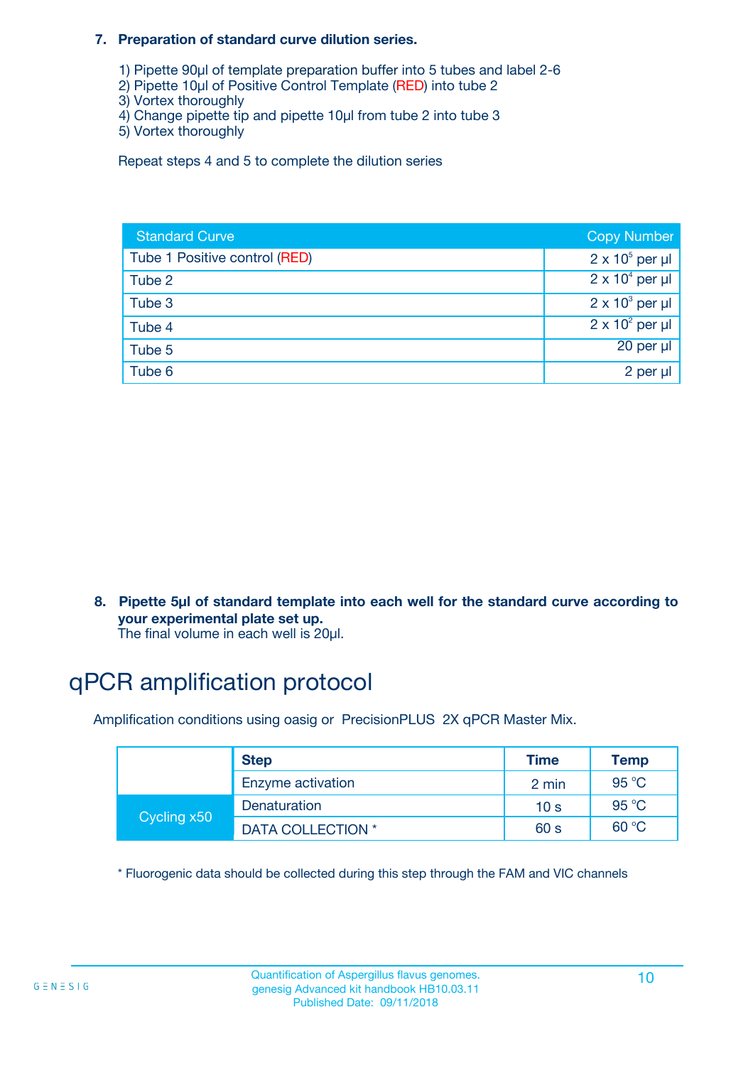**7. Preparation of standard curve dilution series.**

1) Pipette 90µl of template preparation buffer into 5 tubes and label 2-6
2) Pipette 10µl of Positive Control Template (RED) into tube 2
3) Vortex thoroughly
4) Change pipette tip and pipette 10µl from tube 2 into tube 3
5) Vortex thoroughly

Repeat steps 4 and 5 to complete the dilution series

| Standard Curve | Copy Number |
|---|---|
| Tube 1 Positive control (RED) | $2 \times 10^5$ per µl |
| Tube 2 | $2 \times 10^4$ per µl |
| Tube 3 | $2 \times 10^3$ per µl |
| Tube 4 | $2 \times 10^2$ per µl |
| Tube 5 | 20 per µl |
| Tube 6 | 2 per µl |

**8. Pipette 5µl of standard template into each well for the standard curve according to your experimental plate set up.**
The final volume in each well is 20µl.

# qPCR amplification protocol

Amplification conditions using oasig or PrecisionPLUS 2X qPCR Master Mix.

| | Step | Time | Temp |
|---|---|---|---|
| | Enzyme activation | 2 min | 95 °C |
| Cycling x50 | Denaturation | 10 s | 95 °C |
| | DATA COLLECTION * | 60 s | 60 °C |

* Fluorogenic data should be collected during this step through the FAM and VIC channels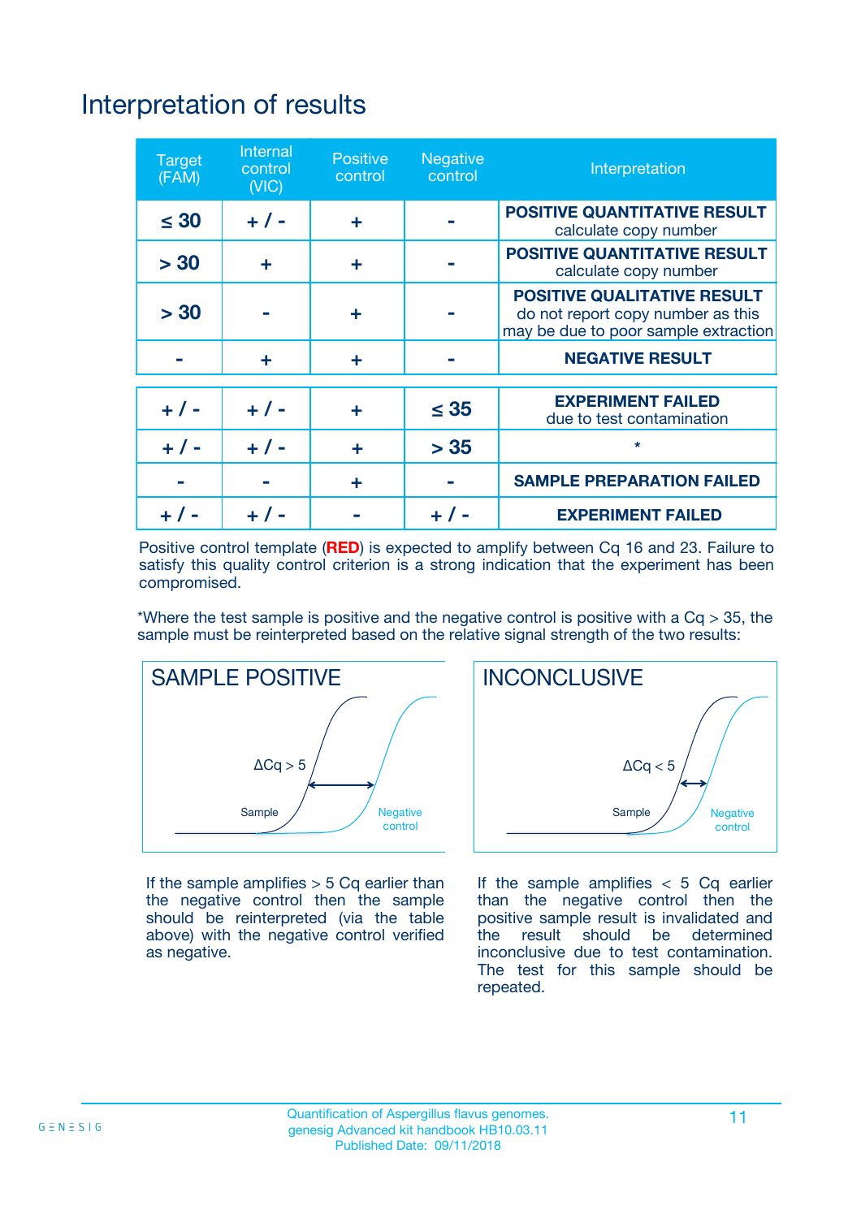# Interpretation of results

| Target (FAM) | Internal control (VIC) | Positive control | Negative control | Interpretation |
|---|---|---|---|---|
| ≤ 30 | + / - | + | - | **POSITIVE QUANTITATIVE RESULT** calculate copy number |
| > 30 | + | + | - | **POSITIVE QUANTITATIVE RESULT** calculate copy number |
| > 30 | - | + | - | **POSITIVE QUALITATIVE RESULT** do not report copy number as this may be due to poor sample extraction |
| - | + | + | - | **NEGATIVE RESULT** |
| + / - | + / - | + | ≤ 35 | **EXPERIMENT FAILED** due to test contamination |
| + / - | + / - | + | > 35 | * |
| - | - | + | - | **SAMPLE PREPARATION FAILED** |
| + / - | + / - | - | + / - | **EXPERIMENT FAILED** |

Positive control template (**RED**) is expected to amplify between Cq 16 and 23. Failure to satisfy this quality control criterion is a strong indication that the experiment has been compromised.

*Where the test sample is positive and the negative control is positive with a Cq > 35, the sample must be reinterpreted based on the relative signal strength of the two results:

**SAMPLE POSITIVE**

ΔCq > 5

Sample

Negative control

If the sample amplifies > 5 Cq earlier than the negative control then the sample should be reinterpreted (via the table above) with the negative control verified as negative.

**INCONCLUSIVE**

ΔCq < 5

Sample

Negative control

If the sample amplifies < 5 Cq earlier than the negative control then the positive sample result is invalidated and the result should be determined inconclusive due to test contamination. The test for this sample should be repeated.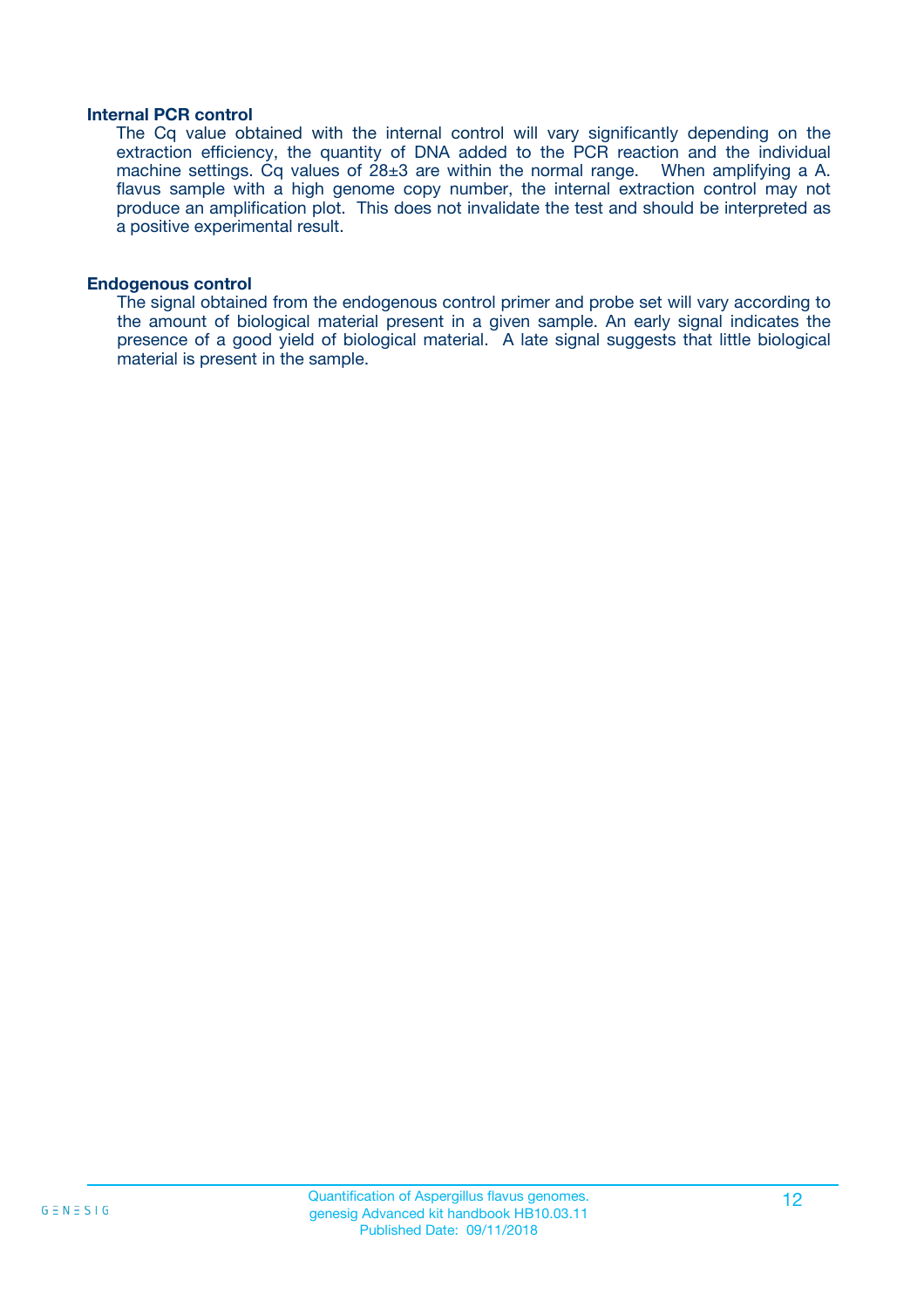### Internal PCR control

The Cq value obtained with the internal control will vary significantly depending on the extraction efficiency, the quantity of DNA added to the PCR reaction and the individual machine settings. Cq values of $28\pm3$ are within the normal range. When amplifying a A. flavus sample with a high genome copy number, the internal extraction control may not produce an amplification plot. This does not invalidate the test and should be interpreted as a positive experimental result.

### Endogenous control

The signal obtained from the endogenous control primer and probe set will vary according to the amount of biological material present in a given sample. An early signal indicates the presence of a good yield of biological material. A late signal suggests that little biological material is present in the sample.